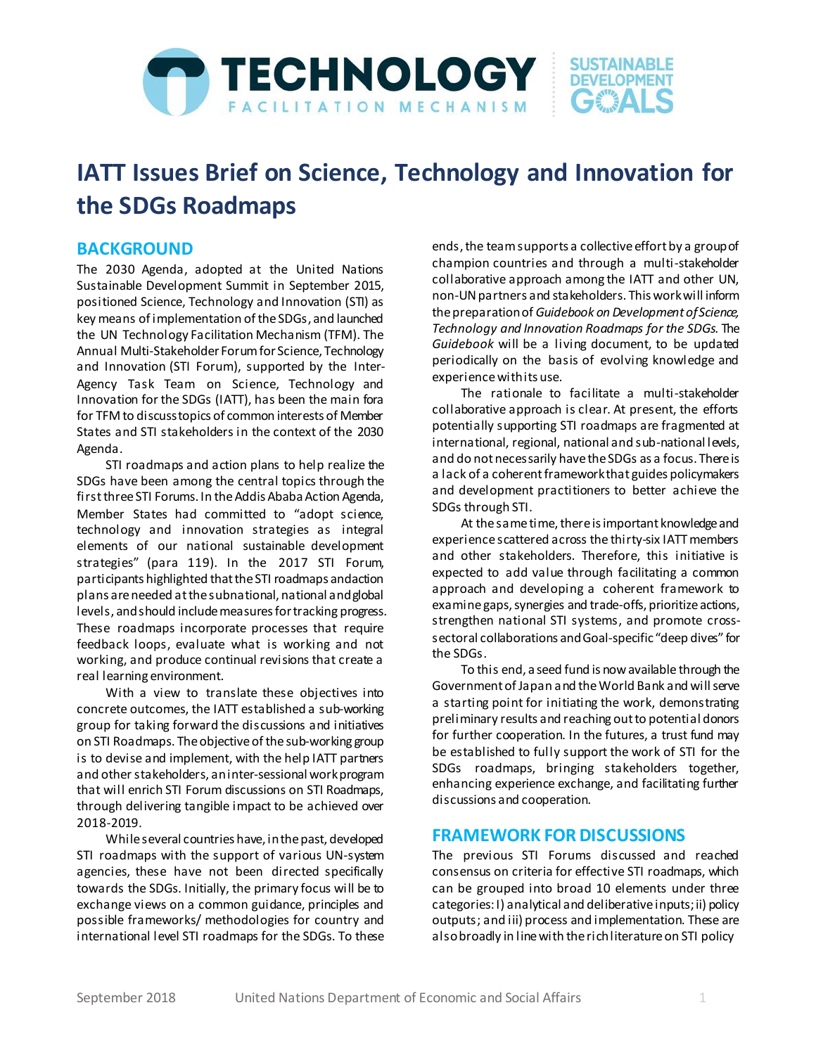# IATT Issues Brief on Science, Technology and Innovation for the SDGs Roadmaps

## BACKGROUND

The 2030 Agenda, adopted at the United Nations Sustainable Development Summit in September 2015, positioned Science, Technology and Innovation (STI) as key means of implementation of the SDGs, and launched the UN Technology Facilitation Mechanism (TFM). The Annual Multi-Stakeholder Forum for Science, Technology and Innovation (STI Forum), supported by the Inter-Agency Task Team on Science, Technology and Innovation for the SDGs (IATT), has been the main fora for TFM to discuss topics of common interests of Member States and STI stakeholders in the context of the 2030 Agenda.

STI roadmaps and action plans to help realize the SDGs have been among the central topics through the first three STI Forums. In the Addis Ababa Action Agenda, Member States had committed to "adopt science, technology and innovation strategies as integral elements of our national sustainable development strategies" (para 119). In the 2017 STI Forum, participants highlighted that the STI roadmaps and action plans are needed at the subnational, national and global levels, and should include measures for tracking progress. These roadmaps incorporate processes that require feedback loops, evaluate what is working and not working, and produce continual revisions that create a real learning environment.

With a view to translate these objectives into concrete outcomes, the IATT established a sub-working group for taking forward the discussions and initiatives on STI Roadmaps. The objective of the sub-working group is to devise and implement, with the help IATT partners and other stakeholders, an inter-sessional work program that will enrich STI Forum discussions on STI Roadmaps, through delivering tangible impact to be achieved over 2018-2019.

While several countries have, in the past, developed STI roadmaps with the support of various UN-system agencies, these have not been directed specifically towards the SDGs. Initially, the primary focus will be to exchange views on a common guidance, principles and possible frameworks/ methodologies for country and international level STI roadmaps for the SDGs. To these ends, the team supports a collective effort by a group of champion countries and through a multi-stakeholder collaborative approach among the IATT and other UN, non-UN partners and stakeholders. This work will inform the preparation of *Guidebook on Development of Science, Technology and Innovation Roadmaps for the SDGs*. The *Guidebook* will be a living document, to be updated periodically on the basis of evolving knowledge and experience with its use.

The rationale to facilitate a multi-stakeholder collaborative approach is clear. At present, the efforts potentially supporting STI roadmaps are fragmented at international, regional, national and sub-national levels, and do not necessarily have the SDGs as a focus. There is a lack of a coherent framework that guides policymakers and development practitioners to better achieve the SDGs through STI.

At the same time, there is important knowledge and experience scattered across the thirty-six IATT members and other stakeholders. Therefore, this initiative is expected to add value through facilitating a common approach and developing a coherent framework to examine gaps, synergies and trade-offs, prioritize actions, strengthen national STI systems, and promote cross-sectoral collaborations and Goal-specific "deep dives" for the SDGs.

To this end, a seed fund is now available through the Government of Japan and the World Bank and will serve a starting point for initiating the work, demonstrating preliminary results and reaching out to potential donors for further cooperation. In the futures, a trust fund may be established to fully support the work of STI for the SDGs roadmaps, bringing stakeholders together, enhancing experience exchange, and facilitating further discussions and cooperation.

## FRAMEWORK FOR DISCUSSIONS

The previous STI Forums discussed and reached consensus on criteria for effective STI roadmaps, which can be grouped into broad 10 elements under three categories: I) analytical and deliberative inputs; ii) policy outputs; and iii) process and implementation. These are also broadly in line with the rich literature on STI policy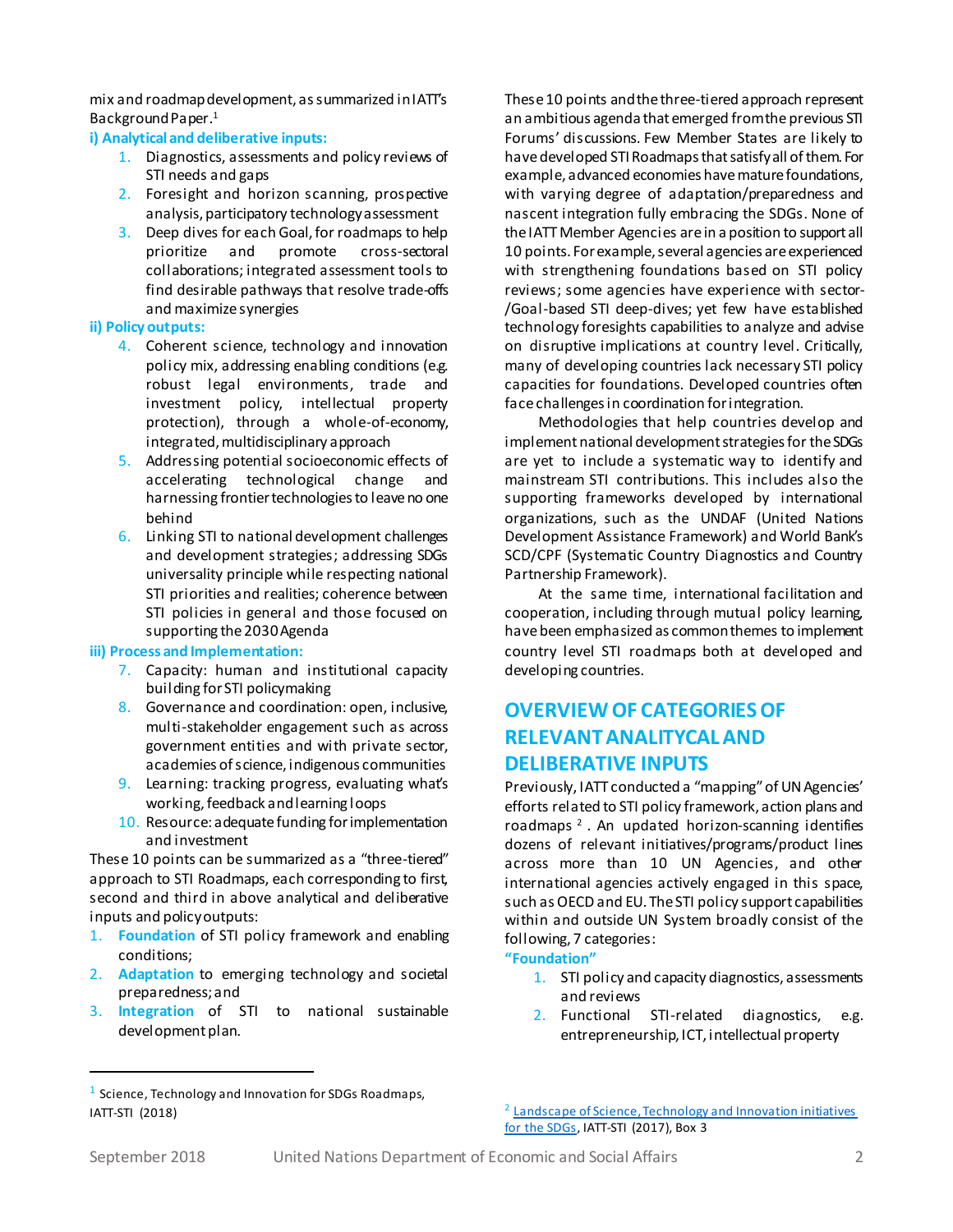mix and roadmap development, as summarized in IATT's Background Paper.[1]

**i) Analytical and deliberative inputs:**

1. Diagnostics, assessments and policy reviews of STI needs and gaps
2. Foresight and horizon scanning, prospective analysis, participatory technology assessment
3. Deep dives for each Goal, for roadmaps to help prioritize and promote cross-sectoral collaborations; integrated assessment tools to find desirable pathways that resolve trade-offs and maximize synergies

**ii) Policy outputs:**

4. Coherent science, technology and innovation policy mix, addressing enabling conditions (e.g. robust legal environments, trade and investment policy, intellectual property protection), through a whole-of-economy, integrated, multidisciplinary approach
5. Addressing potential socioeconomic effects of accelerating technological change and harnessing frontier technologies to leave no one behind
6. Linking STI to national development challenges and development strategies; addressing SDGs universality principle while respecting national STI priorities and realities; coherence between STI policies in general and those focused on supporting the 2030 Agenda

**iii) Process and Implementation:**

7. Capacity: human and institutional capacity building for STI policymaking
8. Governance and coordination: open, inclusive, multi-stakeholder engagement such as across government entities and with private sector, academies of science, indigenous communities
9. Learning: tracking progress, evaluating what's working, feedback and learning loops
10. Resource: adequate funding for implementation and investment

These 10 points can be summarized as a "three-tiered" approach to STI Roadmaps, each corresponding to first, second and third in above analytical and deliberative inputs and policy outputs:

1. **Foundation** of STI policy framework and enabling conditions;
2. **Adaptation** to emerging technology and societal preparedness; and
3. **Integration** of STI to national sustainable development plan.

These 10 points and the three-tiered approach represent an ambitious agenda that emerged from the previous STI Forums' discussions. Few Member States are likely to have developed STI Roadmaps that satisfy all of them. For example, advanced economies have mature foundations, with varying degree of adaptation/preparedness and nascent integration fully embracing the SDGs. None of the IATT Member Agencies are in a position to support all 10 points. For example, several agencies are experienced with strengthening foundations based on STI policy reviews; some agencies have experience with sector-/Goal-based STI deep-dives; yet few have established technology foresights capabilities to analyze and advise on disruptive implications at country level. Critically, many of developing countries lack necessary STI policy capacities for foundations. Developed countries often face challenges in coordination for integration.

Methodologies that help countries develop and implement national development strategies for the SDGs are yet to include a systematic way to identify and mainstream STI contributions. This includes also the supporting frameworks developed by international organizations, such as the UNDAF (United Nations Development Assistance Framework) and World Bank's SCD/CPF (Systematic Country Diagnostics and Country Partnership Framework).

At the same time, international facilitation and cooperation, including through mutual policy learning, have been emphasized as common themes to implement country level STI roadmaps both at developed and developing countries.

## OVERVIEW OF CATEGORIES OF RELEVANT ANALYTYCAL AND DELIBERATIVE INPUTS

Previously, IATT conducted a "mapping" of UN Agencies' efforts related to STI policy framework, action plans and roadmaps[2]. An updated horizon-scanning identifies dozens of relevant initiatives/programs/product lines across more than 10 UN Agencies, and other international agencies actively engaged in this space, such as OECD and EU. The STI policy support capabilities within and outside UN System broadly consist of the following, 7 categories:

**"Foundation"**

1. STI policy and capacity diagnostics, assessments and reviews
2. Functional STI-related diagnostics, e.g. entrepreneurship, ICT, intellectual property

---

[1] Science, Technology and Innovation for SDGs Roadmaps, IATT-STI (2018)

[2] Landscape of Science, Technology and Innovation initiatives for the SDGs, IATT-STI (2017), Box 3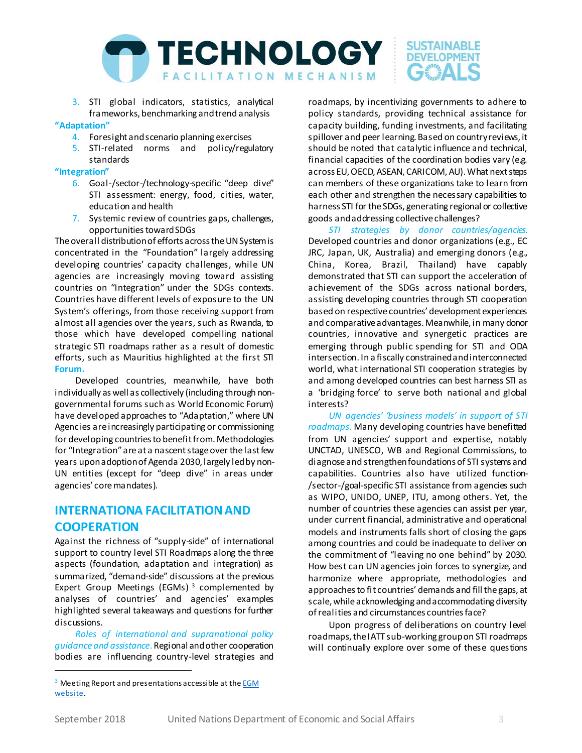3. STI global indicators, statistics, analytical frameworks, benchmarking and trend analysis

**"Adaptation"**

4. Foresight and scenario planning exercises
5. STI-related norms and policy/regulatory standards

**"Integration"**

6. Goal-/sector-/technology-specific "deep dive" STI assessment: energy, food, cities, water, education and health
7. Systemic review of countries gaps, challenges, opportunities toward SDGs

The overall distribution of efforts across the UN System is concentrated in the "Foundation" largely addressing developing countries' capacity challenges, while UN agencies are increasingly moving toward assisting countries on "Integration" under the SDGs contexts. Countries have different levels of exposure to the UN System's offerings, from those receiving support from almost all agencies over the years, such as Rwanda, to those which have developed compelling national strategic STI roadmaps rather as a result of domestic efforts, such as Mauritius highlighted at the first STI **Forum.**

Developed countries, meanwhile, have both individually as well as collectively (including through non-governmental forums such as World Economic Forum) have developed approaches to "Adaptation," where UN Agencies are increasingly participating or commissioning for developing countries to benefit from. Methodologies for "Integration" are at a nascent stage over the last few years upon adoption of Agenda 2030, largely led by non-UN entities (except for "deep dive" in areas under agencies' core mandates).

## INTERNATIONA FACILITATION AND COOPERATION

Against the richness of "supply-side" of international support to country level STI Roadmaps along the three aspects (foundation, adaptation and integration) as summarized, "demand-side" discussions at the previous Expert Group Meetings (EGMs) [3] complemented by analyses of countries' and agencies' examples highlighted several takeaways and questions for further discussions.

*Roles of international and supranational policy guidance and assistance.* Regional and other cooperation bodies are influencing country-level strategies and roadmaps, by incentivizing governments to adhere to policy standards, providing technical assistance for capacity building, funding investments, and facilitating spillover and peer learning. Based on country reviews, it should be noted that catalytic influence and technical, financial capacities of the coordination bodies vary (e.g. across EU, OECD, ASEAN, CARICOM, AU). What next steps can members of these organizations take to learn from each other and strengthen the necessary capabilities to harness STI for the SDGs, generating regional or collective goods and addressing collective challenges?

*STI strategies by donor countries/agencies.* Developed countries and donor organizations (e.g., EC JRC, Japan, UK, Australia) and emerging donors (e.g., China, Korea, Brazil, Thailand) have capably demonstrated that STI can support the acceleration of achievement of the SDGs across national borders, assisting developing countries through STI cooperation based on respective countries' development experiences and comparative advantages. Meanwhile, in many donor countries, innovative and synergetic practices are emerging through public spending for STI and ODA intersection. In a fiscally constrained and interconnected world, what international STI cooperation strategies by and among developed countries can best harness STI as a 'bridging force' to serve both national and global interests?

*UN agencies' 'business models' in support of STI roadmaps.* Many developing countries have benefitted from UN agencies' support and expertise, notably UNCTAD, UNESCO, WB and Regional Commissions, to diagnose and strengthen foundations of STI systems and capabilities. Countries also have utilized function-/sector-/goal-specific STI assistance from agencies such as WIPO, UNIDO, UNEP, ITU, among others. Yet, the number of countries these agencies can assist per year, under current financial, administrative and operational models and instruments falls short of closing the gaps among countries and could be inadequate to deliver on the commitment of "leaving no one behind" by 2030. How best can UN agencies join forces to synergize, and harmonize where appropriate, methodologies and approaches to fit countries' demands and fill the gaps, at scale, while acknowledging and accommodating diversity of realities and circumstances countries face?

Upon progress of deliberations on country level roadmaps, the IATT sub-working group on STI roadmaps will continually explore over some of these questions

---

[3] Meeting Report and presentations accessible at the EGM website.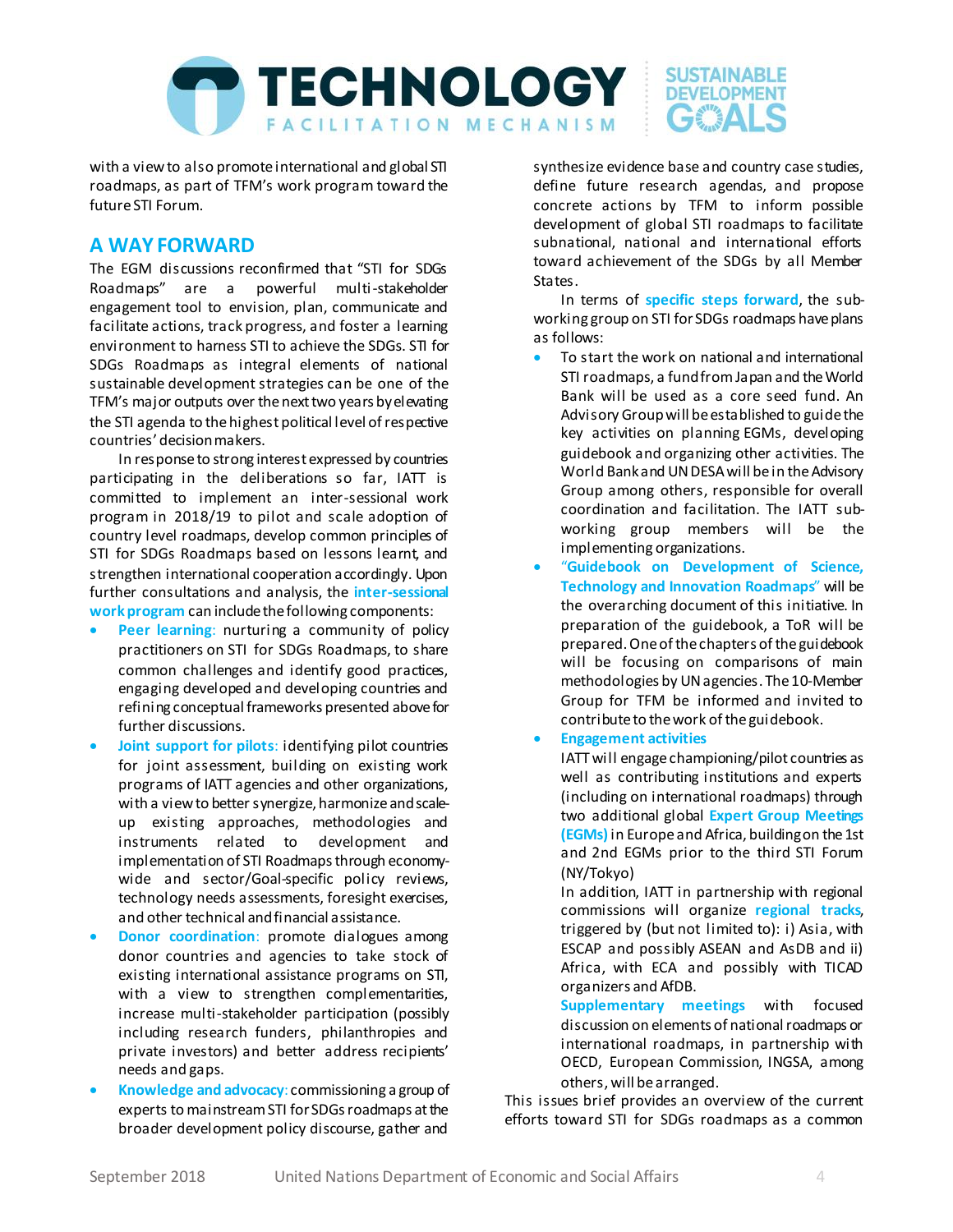with a view to also promote international and global STI roadmaps, as part of TFM's work program toward the future STI Forum.

## A WAY FORWARD

The EGM discussions reconfirmed that "STI for SDGs Roadmaps" are a powerful multi-stakeholder engagement tool to envision, plan, communicate and facilitate actions, track progress, and foster a learning environment to harness STI to achieve the SDGs. STI for SDGs Roadmaps as integral elements of national sustainable development strategies can be one of the TFM's major outputs over the next two years by elevating the STI agenda to the highest political level of respective countries' decision makers.

In response to strong interest expressed by countries participating in the deliberations so far, IATT is committed to implement an inter-sessional work program in 2018/19 to pilot and scale adoption of country level roadmaps, develop common principles of STI for SDGs Roadmaps based on lessons learnt, and strengthen international cooperation accordingly. Upon further consultations and analysis, the **inter-sessional work program** can include the following components:

- **Peer learning:** nurturing a community of policy practitioners on STI for SDGs Roadmaps, to share common challenges and identify good practices, engaging developed and developing countries and refining conceptual frameworks presented above for further discussions.
- **Joint support for pilots:** identifying pilot countries for joint assessment, building on existing work programs of IATT agencies and other organizations, with a view to better synergize, harmonize and scale-up existing approaches, methodologies and instruments related to development and implementation of STI Roadmaps through economy-wide and sector/Goal-specific policy reviews, technology needs assessments, foresight exercises, and other technical and financial assistance.
- **Donor coordination:** promote dialogues among donor countries and agencies to take stock of existing international assistance programs on STI, with a view to strengthen complementarities, increase multi-stakeholder participation (possibly including research funders, philanthropies and private investors) and better address recipients' needs and gaps.
- **Knowledge and advocacy:** commissioning a group of experts to mainstream STI for SDGs roadmaps at the broader development policy discourse, gather and synthesize evidence base and country case studies, define future research agendas, and propose concrete actions by TFM to inform possible development of global STI roadmaps to facilitate subnational, national and international efforts toward achievement of the SDGs by all Member States.

In terms of **specific steps forward**, the sub-working group on STI for SDGs roadmaps have plans as follows:

- To start the work on national and international STI roadmaps, a fund from Japan and the World Bank will be used as a core seed fund. An Advisory Group will be established to guide the key activities on planning EGMs, developing guidebook and organizing other activities. The World Bank and UN DESA will be in the Advisory Group among others, responsible for overall coordination and facilitation. The IATT sub-working group members will be the implementing organizations.
- **"Guidebook on Development of Science, Technology and Innovation Roadmaps"** will be the overarching document of this initiative. In preparation of the guidebook, a ToR will be prepared. One of the chapters of the guidebook will be focusing on comparisons of main methodologies by UN agencies. The 10-Member Group for TFM be informed and invited to contribute to the work of the guidebook.
- **Engagement activities**

  IATT will engage championing/pilot countries as well as contributing institutions and experts (including on international roadmaps) through two additional global **Expert Group Meetings (EGMs)** in Europe and Africa, building on the 1st and 2nd EGMs prior to the third STI Forum (NY/Tokyo)

  In addition, IATT in partnership with regional commissions will organize **regional tracks**, triggered by (but not limited to): i) Asia, with ESCAP and possibly ASEAN and AsDB and ii) Africa, with ECA and possibly with TICAD organizers and AfDB.

  **Supplementary meetings** with focused discussion on elements of national roadmaps or international roadmaps, in partnership with OECD, European Commission, INGSA, among others, will be arranged.

This issues brief provides an overview of the current efforts toward STI for SDGs roadmaps as a common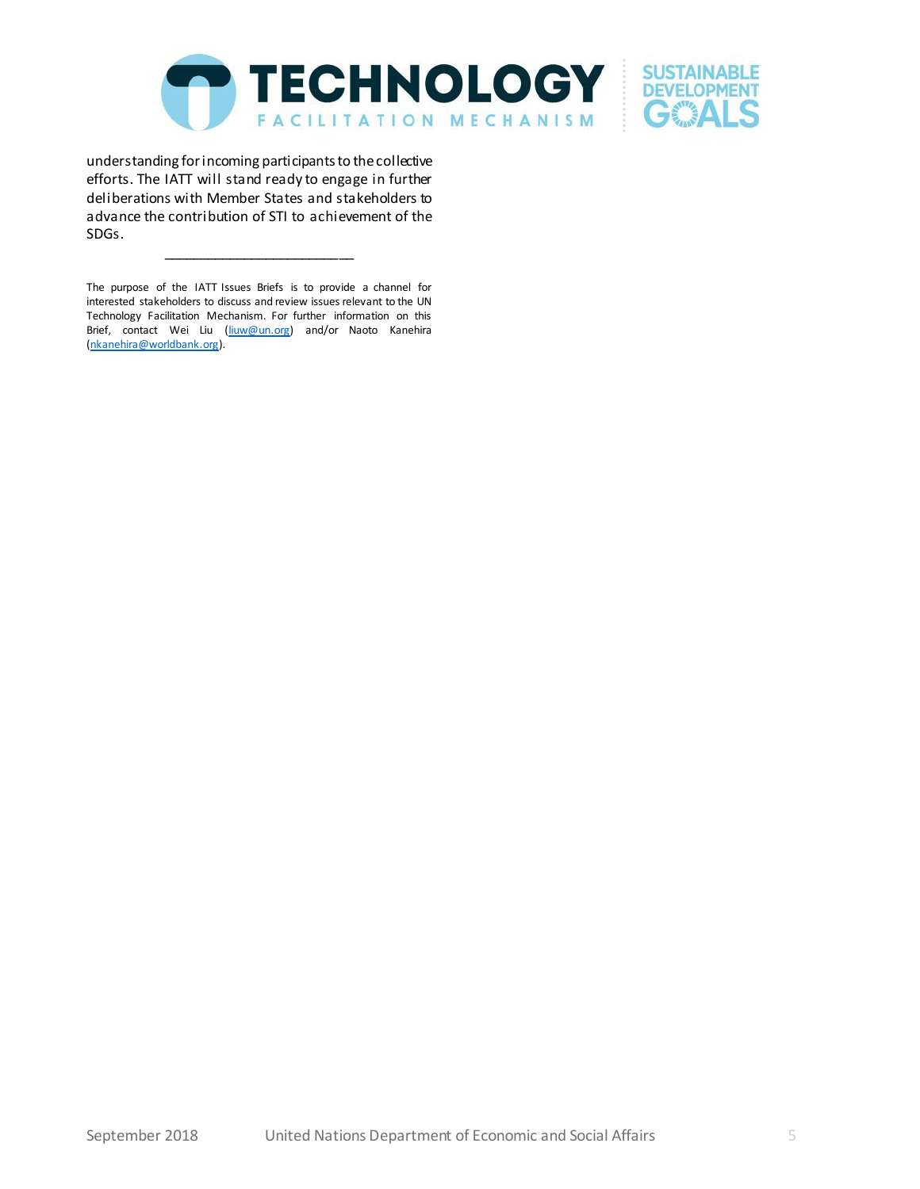understanding for incoming participants to the collective efforts. The IATT will stand ready to engage in further deliberations with Member States and stakeholders to advance the contribution of STI to achievement of the SDGs.

\_\_\_\_\_\_\_\_\_\_\_\_\_\_\_\_\_\_\_\_\_\_\_\_\_\_

The purpose of the IATT Issues Briefs is to provide a channel for interested stakeholders to discuss and review issues relevant to the UN Technology Facilitation Mechanism. For further information on this Brief, contact Wei Liu (liuw@un.org) and/or Naoto Kanehira (nkanehira@worldbank.org).